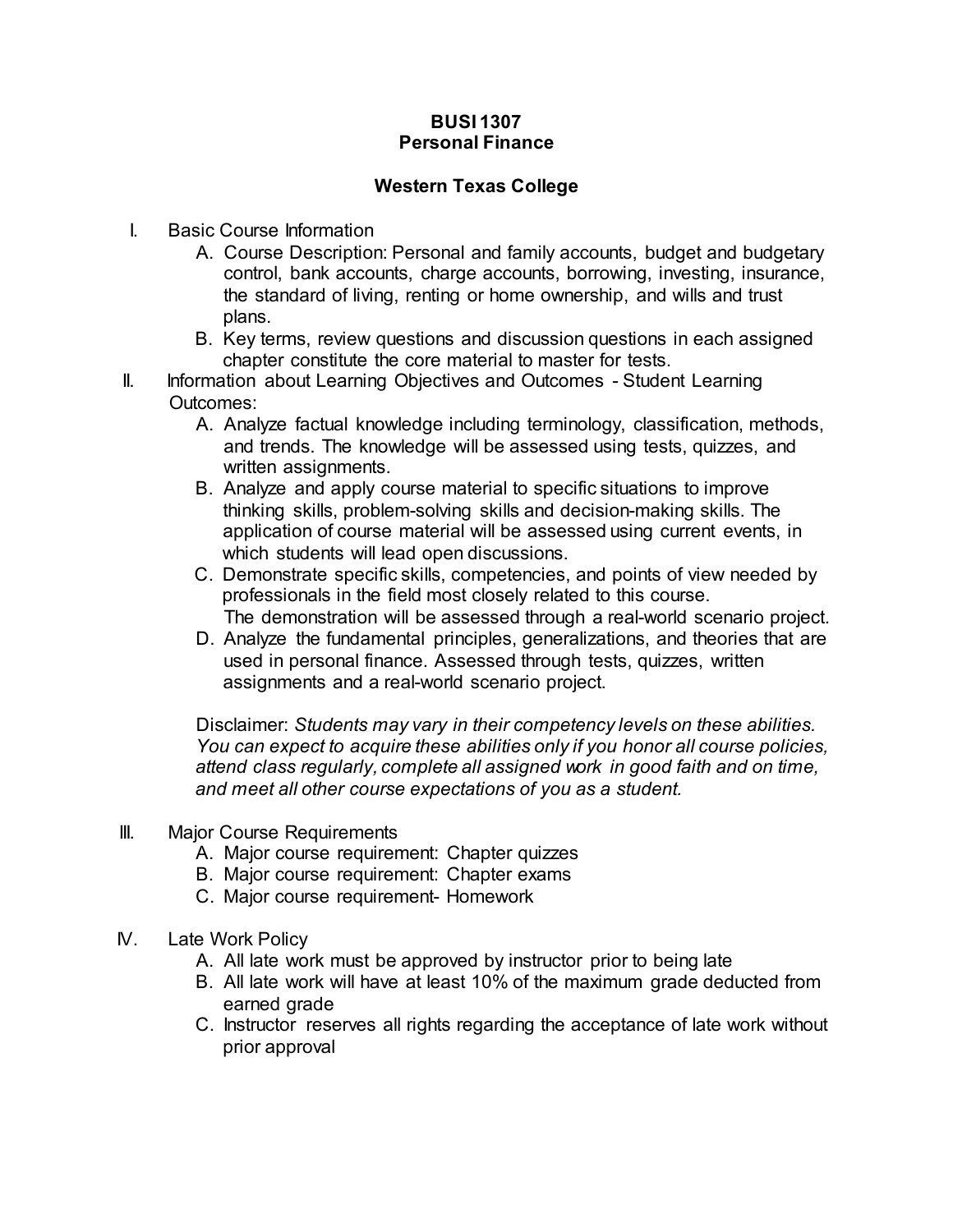**BUSI 1307**
**Personal Finance**

**Western Texas College**

I. Basic Course Information
   A. Course Description: Personal and family accounts, budget and budgetary control, bank accounts, charge accounts, borrowing, investing, insurance, the standard of living, renting or home ownership, and wills and trust plans.
   B. Key terms, review questions and discussion questions in each assigned chapter constitute the core material to master for tests.

II. Information about Learning Objectives and Outcomes - Student Learning Outcomes:
   A. Analyze factual knowledge including terminology, classification, methods, and trends. The knowledge will be assessed using tests, quizzes, and written assignments.
   B. Analyze and apply course material to specific situations to improve thinking skills, problem-solving skills and decision-making skills. The application of course material will be assessed using current events, in which students will lead open discussions.
   C. Demonstrate specific skills, competencies, and points of view needed by professionals in the field most closely related to this course. The demonstration will be assessed through a real-world scenario project.
   D. Analyze the fundamental principles, generalizations, and theories that are used in personal finance. Assessed through tests, quizzes, written assignments and a real-world scenario project.

   Disclaimer: *Students may vary in their competency levels on these abilities. You can expect to acquire these abilities only if you honor all course policies, attend class regularly, complete all assigned work in good faith and on time, and meet all other course expectations of you as a student.*

III. Major Course Requirements
   A. Major course requirement: Chapter quizzes
   B. Major course requirement: Chapter exams
   C. Major course requirement- Homework

IV. Late Work Policy
   A. All late work must be approved by instructor prior to being late
   B. All late work will have at least 10% of the maximum grade deducted from earned grade
   C. Instructor reserves all rights regarding the acceptance of late work without prior approval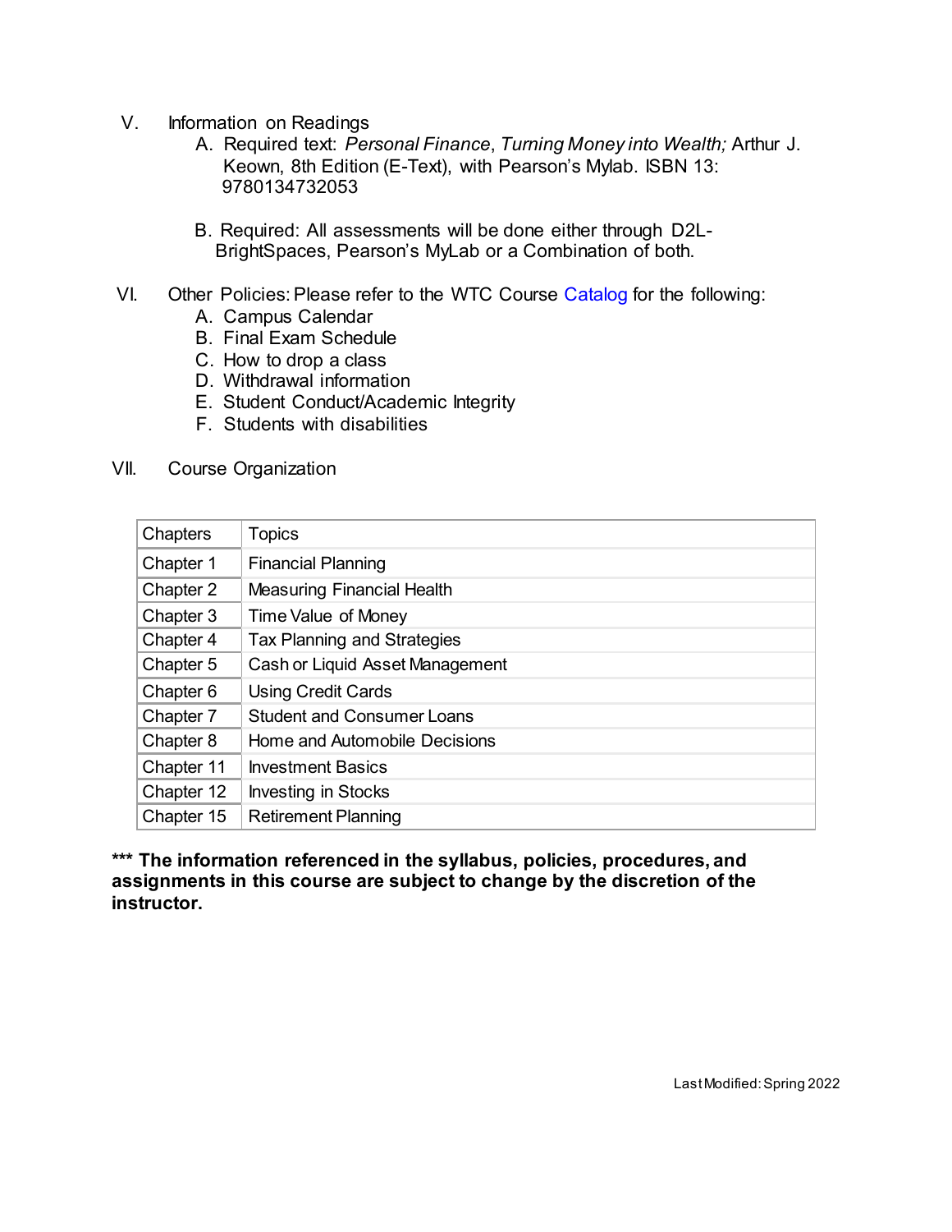V. Information on Readings

A. Required text: *Personal Finance*, *Turning Money into Wealth;* Arthur J. Keown, 8th Edition (E-Text), with Pearson's Mylab. ISBN 13: 9780134732053

B. Required: All assessments will be done either through D2L-BrightSpaces, Pearson's MyLab or a Combination of both.

VI. Other Policies: Please refer to the WTC Course Catalog for the following:

A. Campus Calendar
B. Final Exam Schedule
C. How to drop a class
D. Withdrawal information
E. Student Conduct/Academic Integrity
F. Students with disabilities

VII. Course Organization

| Chapters | Topics |
|---|---|
| Chapter 1 | Financial Planning |
| Chapter 2 | Measuring Financial Health |
| Chapter 3 | Time Value of Money |
| Chapter 4 | Tax Planning and Strategies |
| Chapter 5 | Cash or Liquid Asset Management |
| Chapter 6 | Using Credit Cards |
| Chapter 7 | Student and Consumer Loans |
| Chapter 8 | Home and Automobile Decisions |
| Chapter 11 | Investment Basics |
| Chapter 12 | Investing in Stocks |
| Chapter 15 | Retirement Planning |

**\*\*\* The information referenced in the syllabus, policies, procedures, and assignments in this course are subject to change by the discretion of the instructor.**

Last Modified: Spring 2022